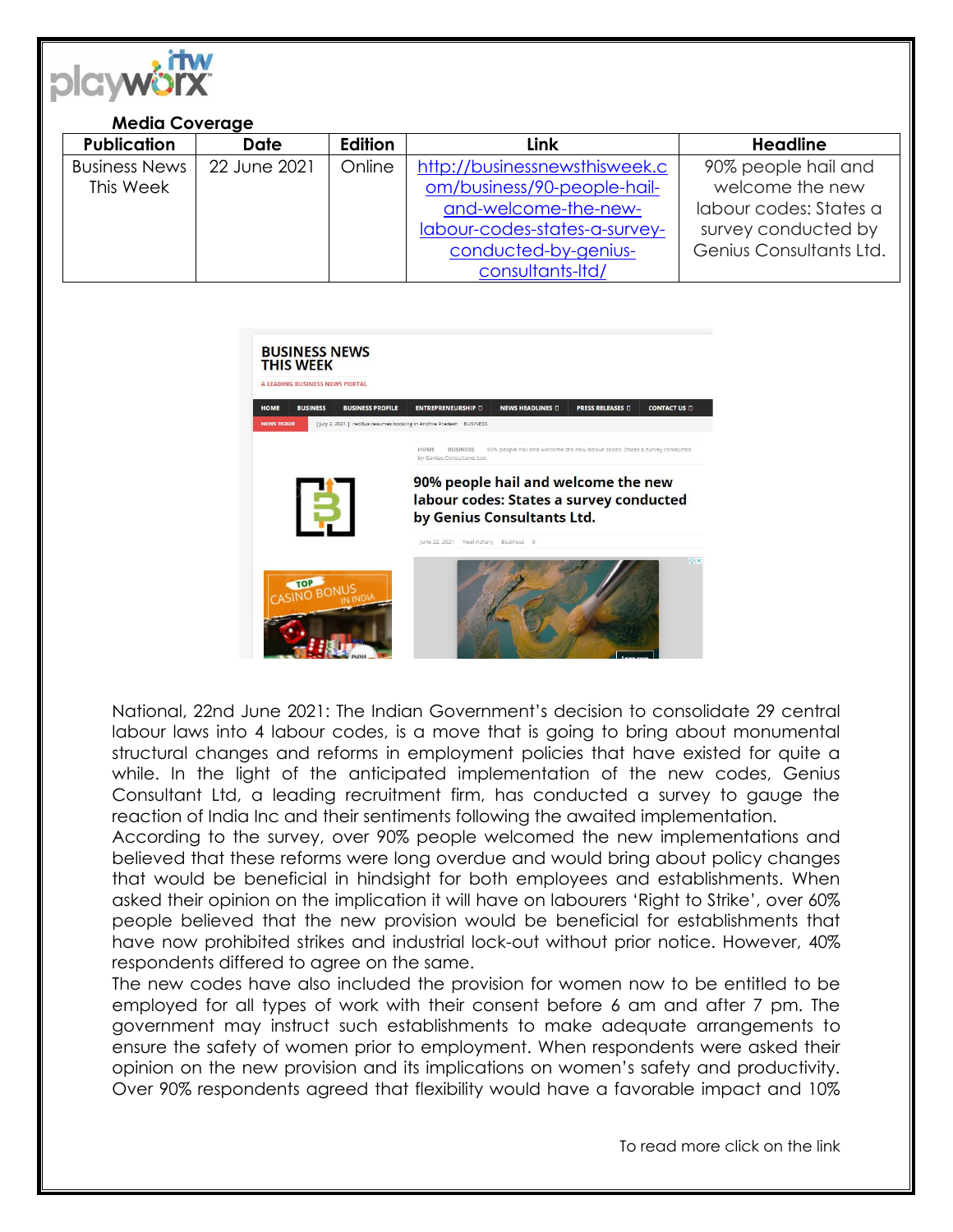**Media Coverage**

| Publication | Date | Edition | Link | Headline |
|---|---|---|---|---|
| Business News This Week | 22 June 2021 | Online | http://businessnewsthisweek.com/business/90-people-hail-and-welcome-the-new-labour-codes-states-a-survey-conducted-by-genius-consultants-ltd/ | 90% people hail and welcome the new labour codes: States a survey conducted by Genius Consultants Ltd. |

National, 22nd June 2021: The Indian Government's decision to consolidate 29 central labour laws into 4 labour codes, is a move that is going to bring about monumental structural changes and reforms in employment policies that have existed for quite a while. In the light of the anticipated implementation of the new codes, Genius Consultant Ltd, a leading recruitment firm, has conducted a survey to gauge the reaction of India Inc and their sentiments following the awaited implementation.

According to the survey, over 90% people welcomed the new implementations and believed that these reforms were long overdue and would bring about policy changes that would be beneficial in hindsight for both employees and establishments. When asked their opinion on the implication it will have on labourers 'Right to Strike', over 60% people believed that the new provision would be beneficial for establishments that have now prohibited strikes and industrial lock-out without prior notice. However, 40% respondents differed to agree on the same.

The new codes have also included the provision for women now to be entitled to be employed for all types of work with their consent before 6 am and after 7 pm. The government may instruct such establishments to make adequate arrangements to ensure the safety of women prior to employment. When respondents were asked their opinion on the new provision and its implications on women's safety and productivity. Over 90% respondents agreed that flexibility would have a favorable impact and 10%

To read more click on the link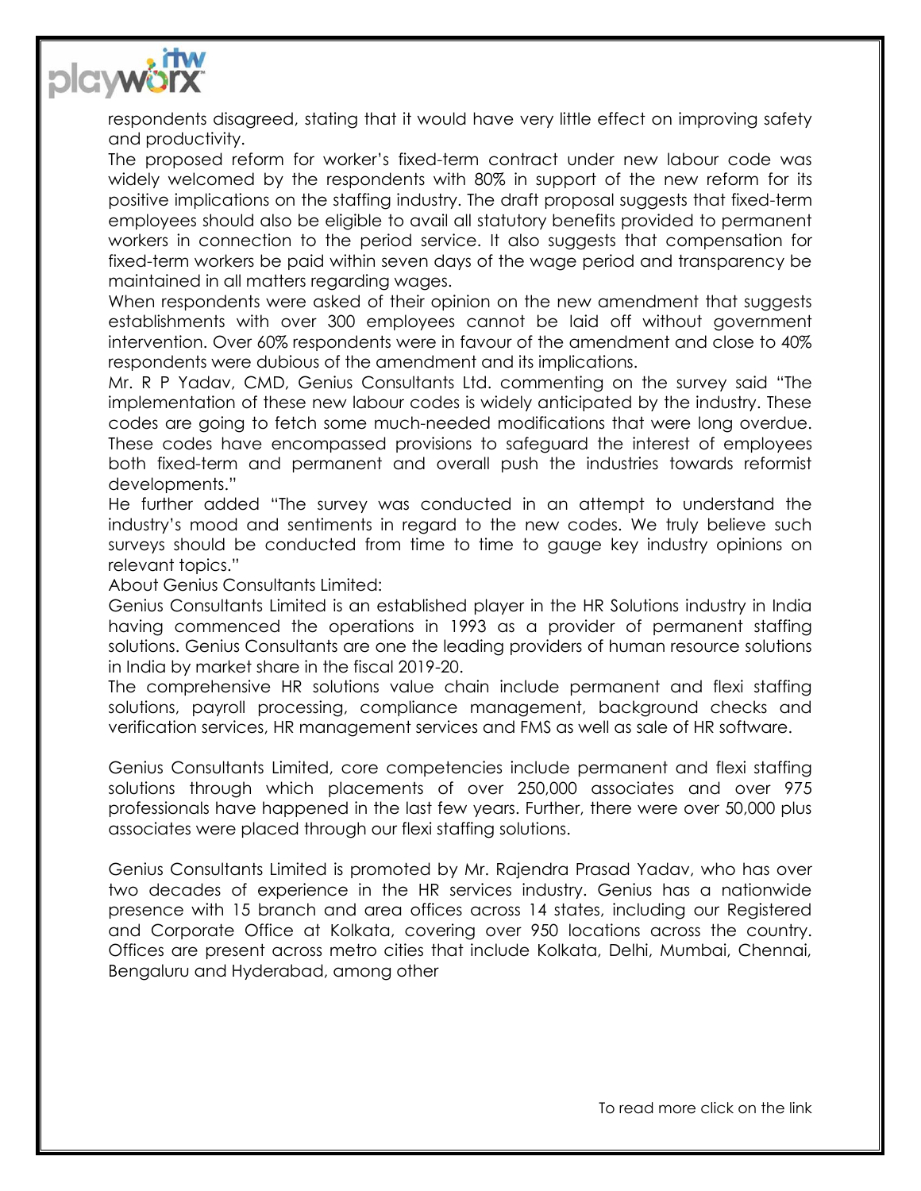respondents disagreed, stating that it would have very little effect on improving safety and productivity.

The proposed reform for worker's fixed-term contract under new labour code was widely welcomed by the respondents with 80% in support of the new reform for its positive implications on the staffing industry. The draft proposal suggests that fixed-term employees should also be eligible to avail all statutory benefits provided to permanent workers in connection to the period service. It also suggests that compensation for fixed-term workers be paid within seven days of the wage period and transparency be maintained in all matters regarding wages.

When respondents were asked of their opinion on the new amendment that suggests establishments with over 300 employees cannot be laid off without government intervention. Over 60% respondents were in favour of the amendment and close to 40% respondents were dubious of the amendment and its implications.

Mr. R P Yadav, CMD, Genius Consultants Ltd. commenting on the survey said "The implementation of these new labour codes is widely anticipated by the industry. These codes are going to fetch some much-needed modifications that were long overdue. These codes have encompassed provisions to safeguard the interest of employees both fixed-term and permanent and overall push the industries towards reformist developments."

He further added "The survey was conducted in an attempt to understand the industry's mood and sentiments in regard to the new codes. We truly believe such surveys should be conducted from time to time to gauge key industry opinions on relevant topics."

About Genius Consultants Limited:

Genius Consultants Limited is an established player in the HR Solutions industry in India having commenced the operations in 1993 as a provider of permanent staffing solutions. Genius Consultants are one the leading providers of human resource solutions in India by market share in the fiscal 2019-20.

The comprehensive HR solutions value chain include permanent and flexi staffing solutions, payroll processing, compliance management, background checks and verification services, HR management services and FMS as well as sale of HR software.

Genius Consultants Limited, core competencies include permanent and flexi staffing solutions through which placements of over 250,000 associates and over 975 professionals have happened in the last few years. Further, there were over 50,000 plus associates were placed through our flexi staffing solutions.

Genius Consultants Limited is promoted by Mr. Rajendra Prasad Yadav, who has over two decades of experience in the HR services industry. Genius has a nationwide presence with 15 branch and area offices across 14 states, including our Registered and Corporate Office at Kolkata, covering over 950 locations across the country. Offices are present across metro cities that include Kolkata, Delhi, Mumbai, Chennai, Bengaluru and Hyderabad, among other

To read more click on the link